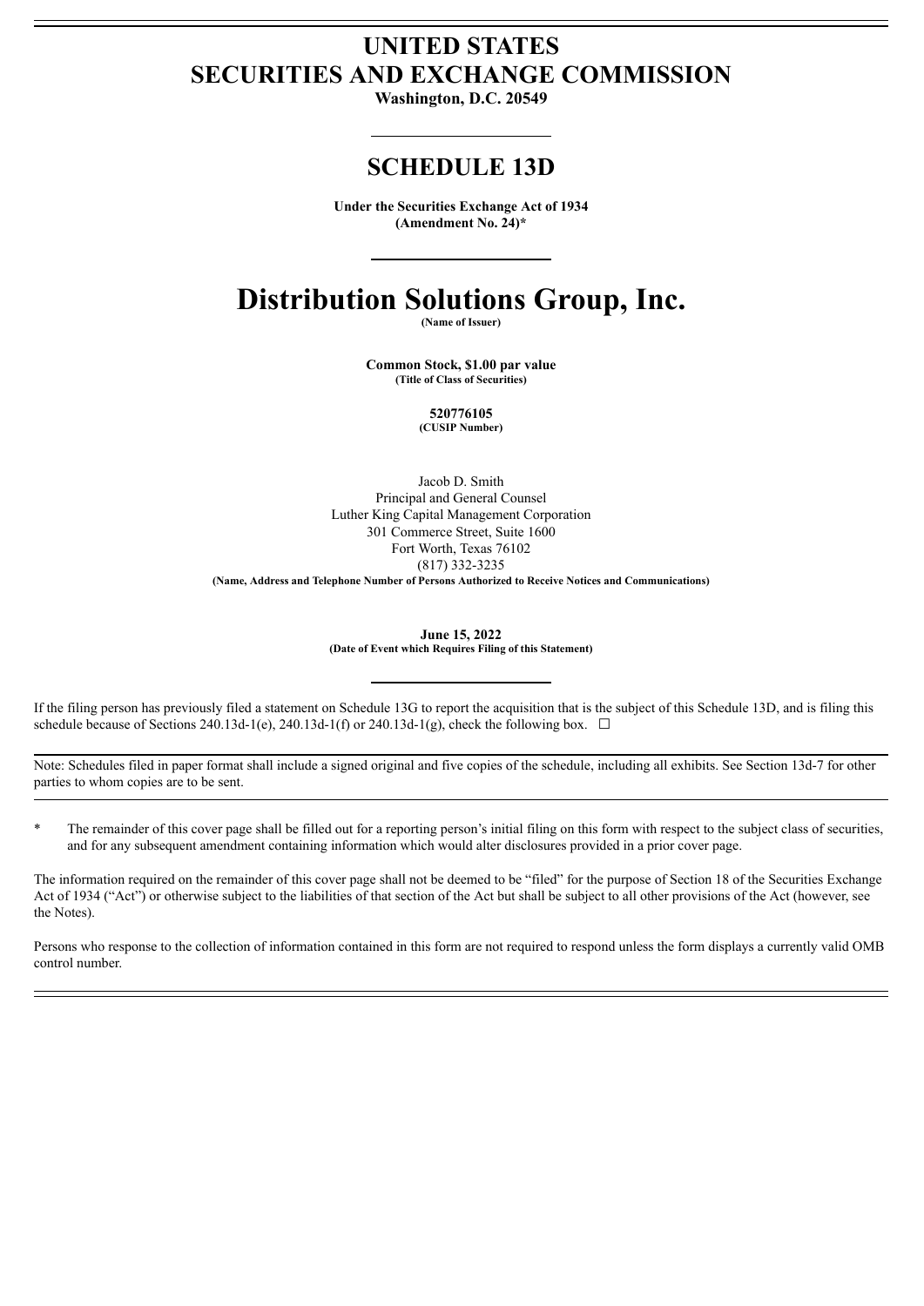# UNITED STATES
# SECURITIES AND EXCHANGE COMMISSION

**Washington, D.C. 20549**

## SCHEDULE 13D

**Under the Securities Exchange Act of 1934**
**(Amendment No. 24)***

# Distribution Solutions Group, Inc.

**(Name of Issuer)**

**Common Stock, $1.00 par value**
**(Title of Class of Securities)**

**520776105**
**(CUSIP Number)**

Jacob D. Smith
Principal and General Counsel
Luther King Capital Management Corporation
301 Commerce Street, Suite 1600
Fort Worth, Texas 76102
(817) 332-3235
**(Name, Address and Telephone Number of Persons Authorized to Receive Notices and Communications)**

**June 15, 2022**
**(Date of Event which Requires Filing of this Statement)**

If the filing person has previously filed a statement on Schedule 13G to report the acquisition that is the subject of this Schedule 13D, and is filing this schedule because of Sections 240.13d-1(e), 240.13d-1(f) or 240.13d-1(g), check the following box. ☐

Note: Schedules filed in paper format shall include a signed original and five copies of the schedule, including all exhibits. See Section 13d-7 for other parties to whom copies are to be sent.

\* The remainder of this cover page shall be filled out for a reporting person's initial filing on this form with respect to the subject class of securities, and for any subsequent amendment containing information which would alter disclosures provided in a prior cover page.

The information required on the remainder of this cover page shall not be deemed to be "filed" for the purpose of Section 18 of the Securities Exchange Act of 1934 ("Act") or otherwise subject to the liabilities of that section of the Act but shall be subject to all other provisions of the Act (however, see the Notes).

Persons who response to the collection of information contained in this form are not required to respond unless the form displays a currently valid OMB control number.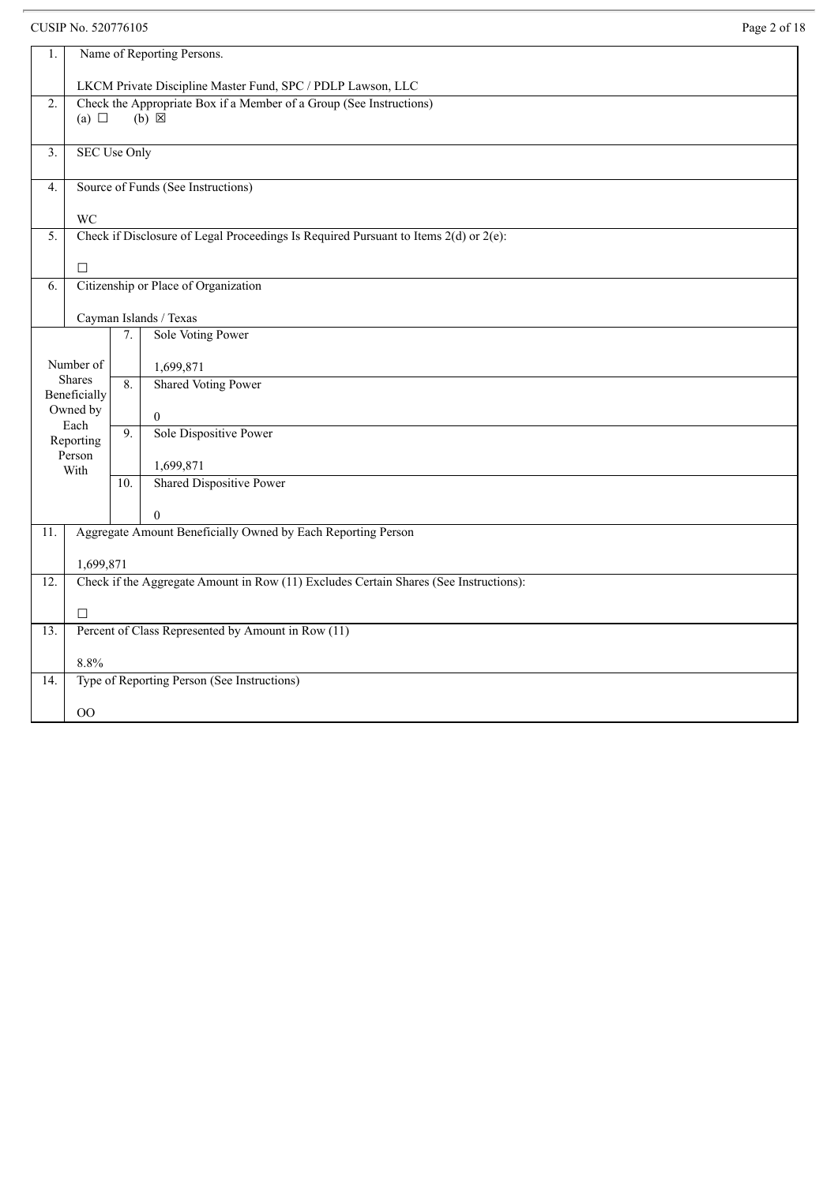CUSIP No. 520776105

| | | | |
|---|---|---|---|
| 1. | Name of Reporting Persons.<br><br>LKCM Private Discipline Master Fund, SPC / PDLP Lawson, LLC | | |
| 2. | Check the Appropriate Box if a Member of a Group (See Instructions)<br>(a) ☐ (b) ☒ | | |
| 3. | SEC Use Only | | |
| 4. | Source of Funds (See Instructions)<br><br>WC | | |
| 5. | Check if Disclosure of Legal Proceedings Is Required Pursuant to Items 2(d) or 2(e):<br><br>☐ | | |
| 6. | Citizenship or Place of Organization<br><br>Cayman Islands / Texas | | |
| Number of Shares Beneficially Owned by Each Reporting Person With | | 7. | Sole Voting Power<br><br>1,699,871 |
| | | 8. | Shared Voting Power<br><br>0 |
| | | 9. | Sole Dispositive Power<br><br>1,699,871 |
| | | 10. | Shared Dispositive Power<br><br>0 |
| 11. | Aggregate Amount Beneficially Owned by Each Reporting Person<br><br>1,699,871 | | |
| 12. | Check if the Aggregate Amount in Row (11) Excludes Certain Shares (See Instructions):<br><br>☐ | | |
| 13. | Percent of Class Represented by Amount in Row (11)<br><br>8.8% | | |
| 14. | Type of Reporting Person (See Instructions)<br><br>OO | | |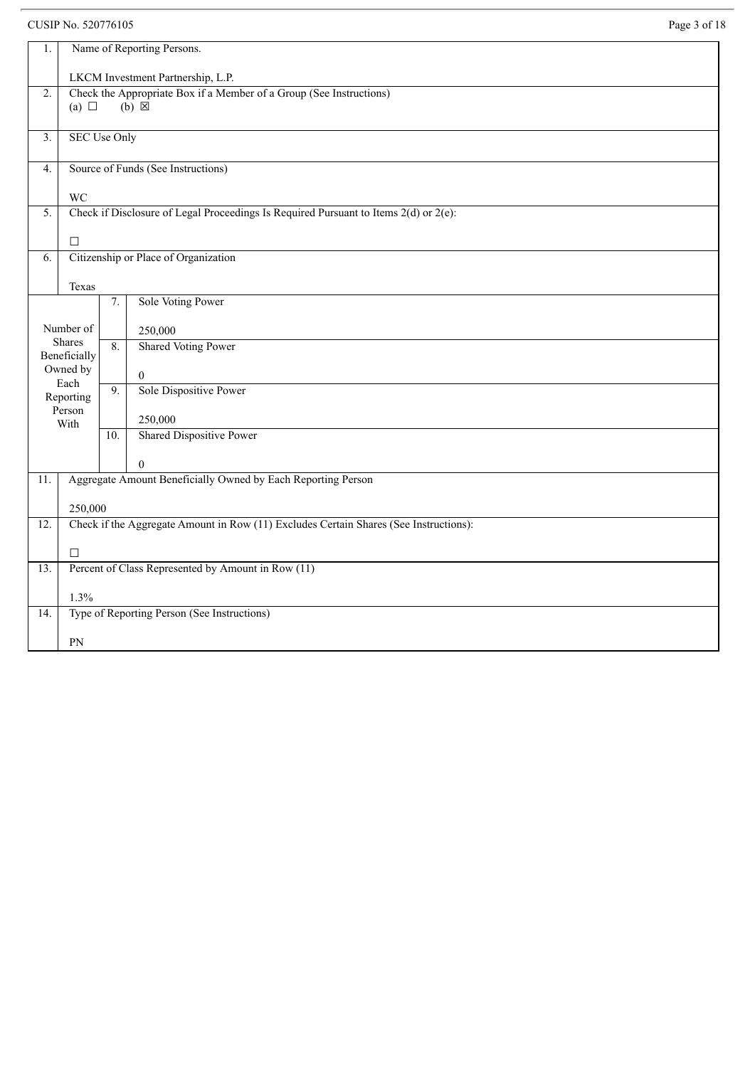CUSIP No. 520776105

| | | | |
|---|---|---|---|
| 1. | Name of Reporting Persons.<br><br>LKCM Investment Partnership, L.P. | | |
| 2. | Check the Appropriate Box if a Member of a Group (See Instructions)<br>(a) ☐ (b) ☒ | | |
| 3. | SEC Use Only | | |
| 4. | Source of Funds (See Instructions)<br><br>WC | | |
| 5. | Check if Disclosure of Legal Proceedings Is Required Pursuant to Items 2(d) or 2(e):<br><br>☐ | | |
| 6. | Citizenship or Place of Organization<br><br>Texas | | |
| Number of Shares Beneficially Owned by Each Reporting Person With | | 7. | Sole Voting Power<br><br>250,000 |
| | | 8. | Shared Voting Power<br><br>0 |
| | | 9. | Sole Dispositive Power<br><br>250,000 |
| | | 10. | Shared Dispositive Power<br><br>0 |
| 11. | Aggregate Amount Beneficially Owned by Each Reporting Person<br><br>250,000 | | |
| 12. | Check if the Aggregate Amount in Row (11) Excludes Certain Shares (See Instructions):<br><br>☐ | | |
| 13. | Percent of Class Represented by Amount in Row (11)<br><br>1.3% | | |
| 14. | Type of Reporting Person (See Instructions)<br><br>PN | | |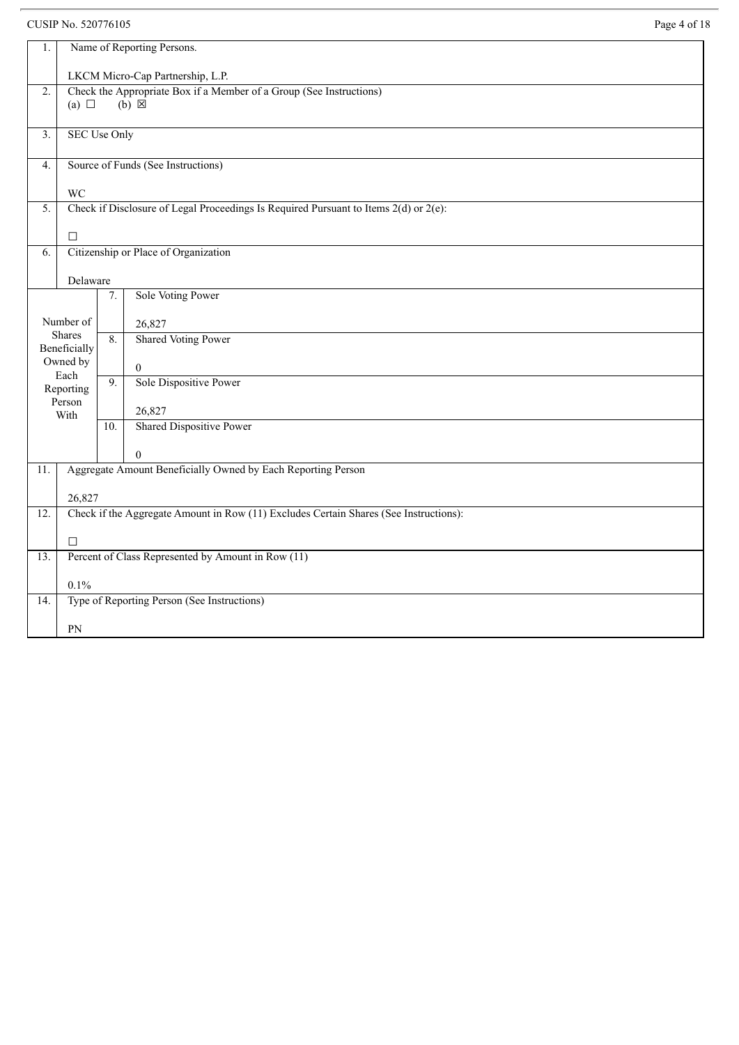CUSIP No. 520776105

| | | | |
|---|---|---|---|
| 1. | Name of Reporting Persons.<br><br>LKCM Micro-Cap Partnership, L.P. | | |
| 2. | Check the Appropriate Box if a Member of a Group (See Instructions)<br>(a) ☐ (b) ☒ | | |
| 3. | SEC Use Only | | |
| 4. | Source of Funds (See Instructions)<br><br>WC | | |
| 5. | Check if Disclosure of Legal Proceedings Is Required Pursuant to Items 2(d) or 2(e):<br><br>☐ | | |
| 6. | Citizenship or Place of Organization<br><br>Delaware | | |
| Number of Shares Beneficially Owned by Each Reporting Person With | | 7. | Sole Voting Power<br><br>26,827 |
| | | 8. | Shared Voting Power<br><br>0 |
| | | 9. | Sole Dispositive Power<br><br>26,827 |
| | | 10. | Shared Dispositive Power<br><br>0 |
| 11. | Aggregate Amount Beneficially Owned by Each Reporting Person<br><br>26,827 | | |
| 12. | Check if the Aggregate Amount in Row (11) Excludes Certain Shares (See Instructions):<br><br>☐ | | |
| 13. | Percent of Class Represented by Amount in Row (11)<br><br>0.1% | | |
| 14. | Type of Reporting Person (See Instructions)<br><br>PN | | |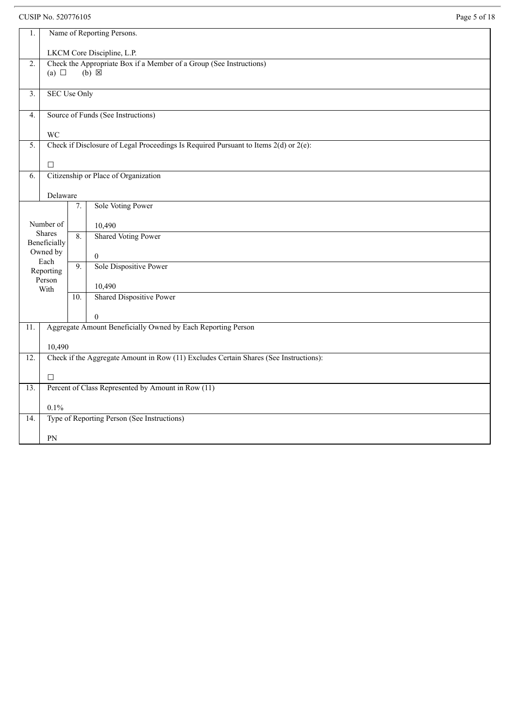CUSIP No. 520776105

| | | | |
|---|---|---|---|
| 1. | Name of Reporting Persons.<br><br>LKCM Core Discipline, L.P. | | |
| 2. | Check the Appropriate Box if a Member of a Group (See Instructions)<br>(a) ☐ (b) ☒ | | |
| 3. | SEC Use Only | | |
| 4. | Source of Funds (See Instructions)<br><br>WC | | |
| 5. | Check if Disclosure of Legal Proceedings Is Required Pursuant to Items 2(d) or 2(e):<br><br>☐ | | |
| 6. | Citizenship or Place of Organization<br><br>Delaware | | |
| Number of Shares Beneficially Owned by Each Reporting Person With | | 7. | Sole Voting Power<br><br>10,490 |
| | | 8. | Shared Voting Power<br><br>0 |
| | | 9. | Sole Dispositive Power<br><br>10,490 |
| | | 10. | Shared Dispositive Power<br><br>0 |
| 11. | Aggregate Amount Beneficially Owned by Each Reporting Person<br><br>10,490 | | |
| 12. | Check if the Aggregate Amount in Row (11) Excludes Certain Shares (See Instructions):<br><br>☐ | | |
| 13. | Percent of Class Represented by Amount in Row (11)<br><br>0.1% | | |
| 14. | Type of Reporting Person (See Instructions)<br><br>PN | | |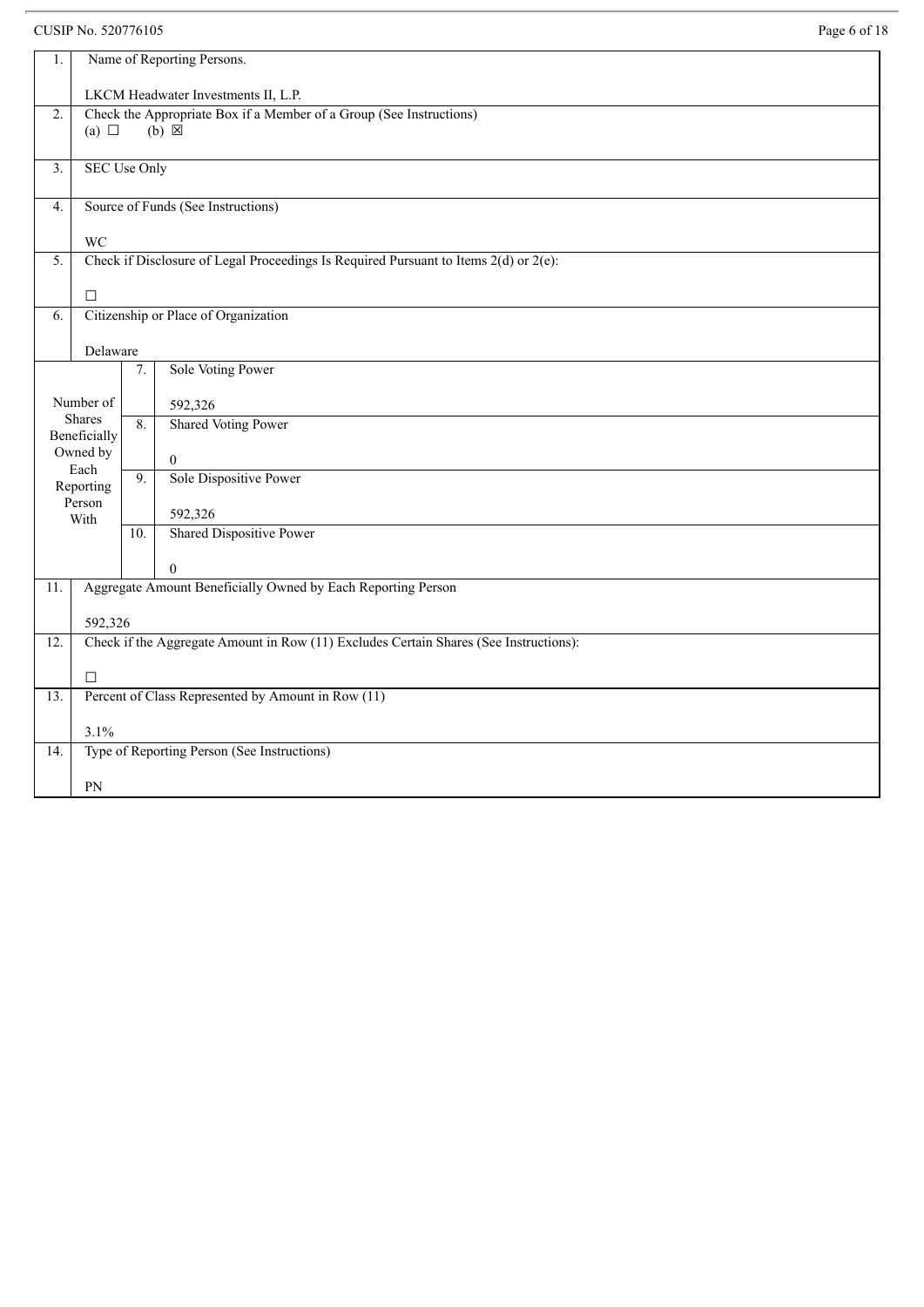CUSIP No. 520776105

| | | |
|---|---|---|
| 1. | Name of Reporting Persons.<br><br>LKCM Headwater Investments II, L.P. | |
| 2. | Check the Appropriate Box if a Member of a Group (See Instructions)<br>(a) ☐ (b) ☒ | |
| 3. | SEC Use Only | |
| 4. | Source of Funds (See Instructions)<br><br>WC | |
| 5. | Check if Disclosure of Legal Proceedings Is Required Pursuant to Items 2(d) or 2(e):<br><br>☐ | |
| 6. | Citizenship or Place of Organization<br><br>Delaware | |
| Number of Shares Beneficially Owned by Each Reporting Person With | 7. | Sole Voting Power<br><br>592,326 |
| | 8. | Shared Voting Power<br><br>0 |
| | 9. | Sole Dispositive Power<br><br>592,326 |
| | 10. | Shared Dispositive Power<br><br>0 |
| 11. | Aggregate Amount Beneficially Owned by Each Reporting Person<br><br>592,326 | |
| 12. | Check if the Aggregate Amount in Row (11) Excludes Certain Shares (See Instructions):<br><br>☐ | |
| 13. | Percent of Class Represented by Amount in Row (11)<br><br>3.1% | |
| 14. | Type of Reporting Person (See Instructions)<br><br>PN | |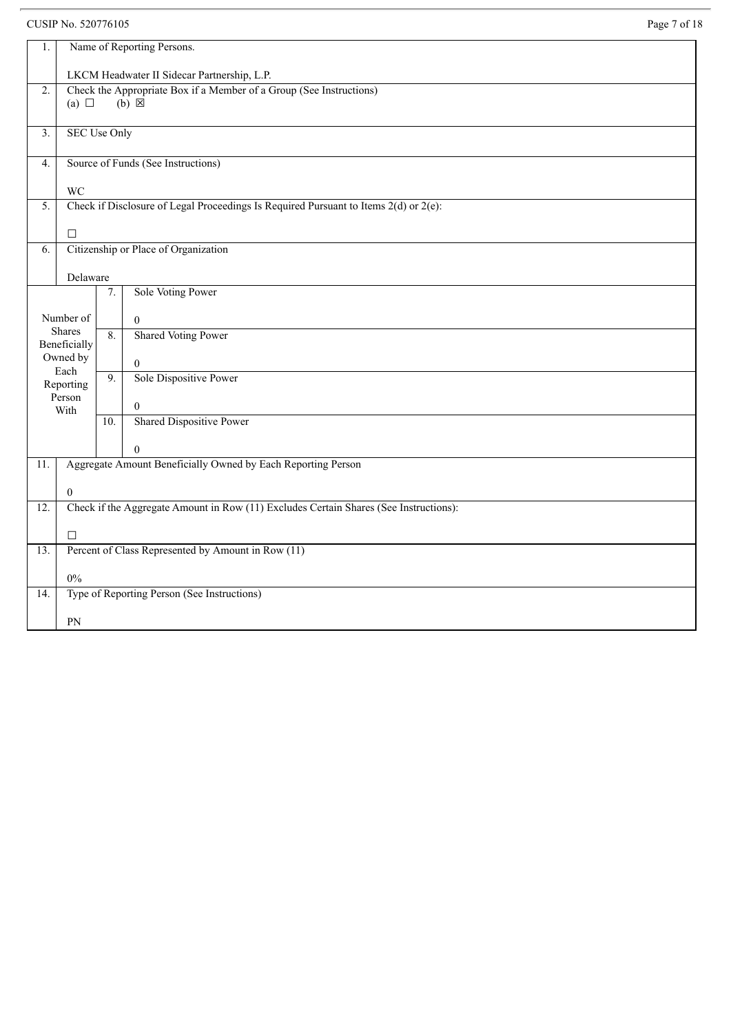CUSIP No. 520776105

| | | | |
|---|---|---|---|
| 1. | Name of Reporting Persons.<br><br>LKCM Headwater II Sidecar Partnership, L.P. | | |
| 2. | Check the Appropriate Box if a Member of a Group (See Instructions)<br>(a) ☐ (b) ☒ | | |
| 3. | SEC Use Only | | |
| 4. | Source of Funds (See Instructions)<br><br>WC | | |
| 5. | Check if Disclosure of Legal Proceedings Is Required Pursuant to Items 2(d) or 2(e):<br><br>☐ | | |
| 6. | Citizenship or Place of Organization<br><br>Delaware | | |
| Number of Shares Beneficially Owned by Each Reporting Person With | | 7. | Sole Voting Power<br><br>0 |
| | | 8. | Shared Voting Power<br><br>0 |
| | | 9. | Sole Dispositive Power<br><br>0 |
| | | 10. | Shared Dispositive Power<br><br>0 |
| 11. | Aggregate Amount Beneficially Owned by Each Reporting Person<br><br>0 | | |
| 12. | Check if the Aggregate Amount in Row (11) Excludes Certain Shares (See Instructions):<br><br>☐ | | |
| 13. | Percent of Class Represented by Amount in Row (11)<br><br>0% | | |
| 14. | Type of Reporting Person (See Instructions)<br><br>PN | | |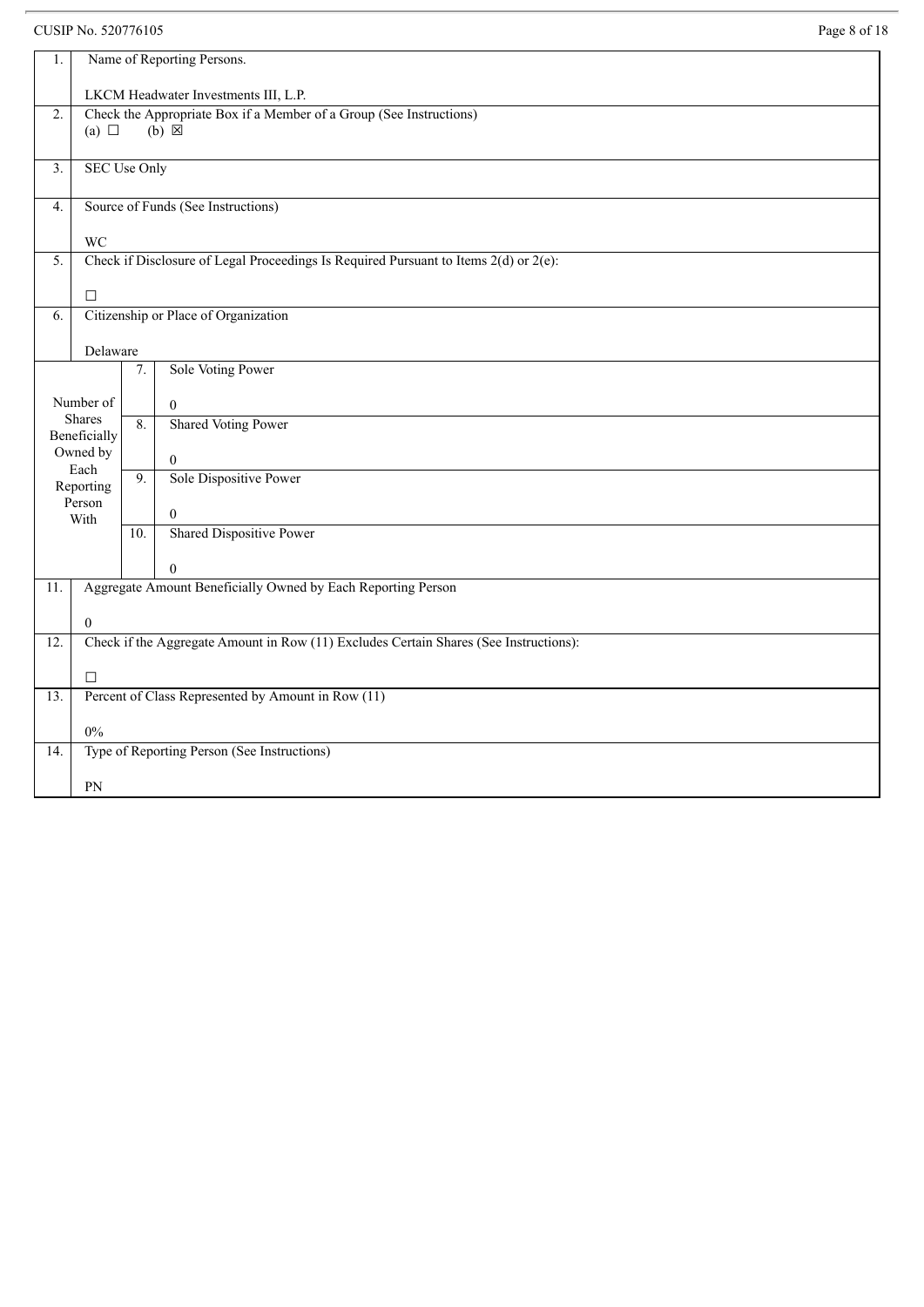CUSIP No. 520776105

| | | | |
|---|---|---|---|
| 1. | Name of Reporting Persons.<br><br>LKCM Headwater Investments III, L.P. | | |
| 2. | Check the Appropriate Box if a Member of a Group (See Instructions)<br>(a) ☐ (b) ☒ | | |
| 3. | SEC Use Only | | |
| 4. | Source of Funds (See Instructions)<br><br>WC | | |
| 5. | Check if Disclosure of Legal Proceedings Is Required Pursuant to Items 2(d) or 2(e):<br><br>☐ | | |
| 6. | Citizenship or Place of Organization<br><br>Delaware | | |
| Number of Shares Beneficially Owned by Each Reporting Person With | | 7. | Sole Voting Power<br><br>0 |
| | | 8. | Shared Voting Power<br><br>0 |
| | | 9. | Sole Dispositive Power<br><br>0 |
| | | 10. | Shared Dispositive Power<br><br>0 |
| 11. | Aggregate Amount Beneficially Owned by Each Reporting Person<br><br>0 | | |
| 12. | Check if the Aggregate Amount in Row (11) Excludes Certain Shares (See Instructions):<br><br>☐ | | |
| 13. | Percent of Class Represented by Amount in Row (11)<br><br>0% | | |
| 14. | Type of Reporting Person (See Instructions)<br><br>PN | | |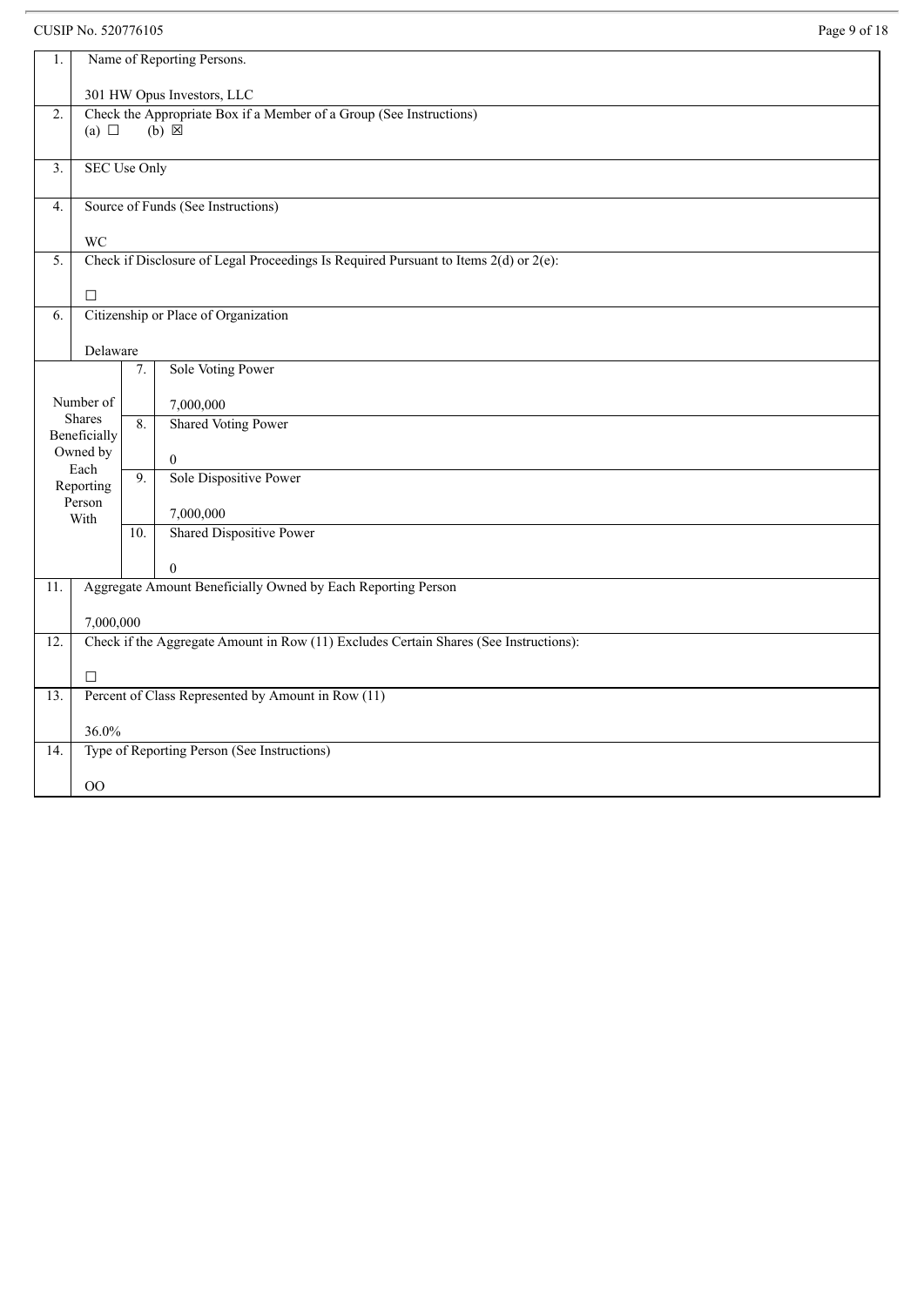CUSIP No. 520776105

| | | | |
|---|---|---|---|
| 1. | Name of Reporting Persons.<br><br>301 HW Opus Investors, LLC | | |
| 2. | Check the Appropriate Box if a Member of a Group (See Instructions)<br>(a) ☐ (b) ☒ | | |
| 3. | SEC Use Only | | |
| 4. | Source of Funds (See Instructions)<br><br>WC | | |
| 5. | Check if Disclosure of Legal Proceedings Is Required Pursuant to Items 2(d) or 2(e):<br><br>☐ | | |
| 6. | Citizenship or Place of Organization<br><br>Delaware | | |
| Number of Shares Beneficially Owned by Each Reporting Person With | | 7. | Sole Voting Power<br><br>7,000,000 |
| | | 8. | Shared Voting Power<br><br>0 |
| | | 9. | Sole Dispositive Power<br><br>7,000,000 |
| | | 10. | Shared Dispositive Power<br><br>0 |
| 11. | Aggregate Amount Beneficially Owned by Each Reporting Person<br><br>7,000,000 | | |
| 12. | Check if the Aggregate Amount in Row (11) Excludes Certain Shares (See Instructions):<br><br>☐ | | |
| 13. | Percent of Class Represented by Amount in Row (11)<br><br>36.0% | | |
| 14. | Type of Reporting Person (See Instructions)<br><br>OO | | |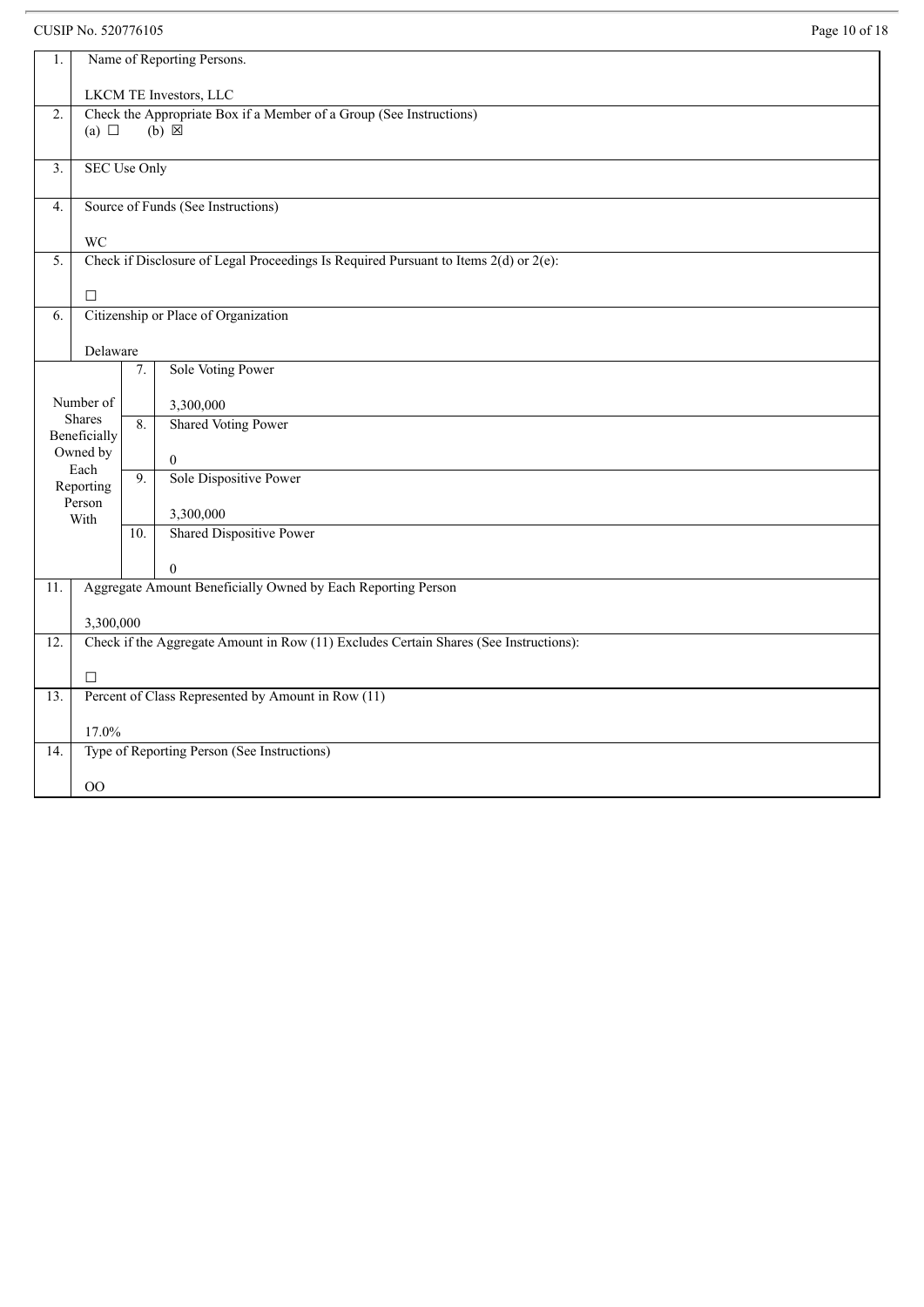CUSIP No. 520776105

| | | | |
|---|---|---|---|
| 1. | Name of Reporting Persons.<br><br>LKCM TE Investors, LLC | | |
| 2. | Check the Appropriate Box if a Member of a Group (See Instructions)<br>(a) ☐ (b) ☒ | | |
| 3. | SEC Use Only | | |
| 4. | Source of Funds (See Instructions)<br><br>WC | | |
| 5. | Check if Disclosure of Legal Proceedings Is Required Pursuant to Items 2(d) or 2(e):<br><br>☐ | | |
| 6. | Citizenship or Place of Organization<br><br>Delaware | | |
| Number of Shares Beneficially Owned by Each Reporting Person With | | 7. | Sole Voting Power<br><br>3,300,000 |
| | | 8. | Shared Voting Power<br><br>0 |
| | | 9. | Sole Dispositive Power<br><br>3,300,000 |
| | | 10. | Shared Dispositive Power<br><br>0 |
| 11. | Aggregate Amount Beneficially Owned by Each Reporting Person<br><br>3,300,000 | | |
| 12. | Check if the Aggregate Amount in Row (11) Excludes Certain Shares (See Instructions):<br><br>☐ | | |
| 13. | Percent of Class Represented by Amount in Row (11)<br><br>17.0% | | |
| 14. | Type of Reporting Person (See Instructions)<br><br>OO | | |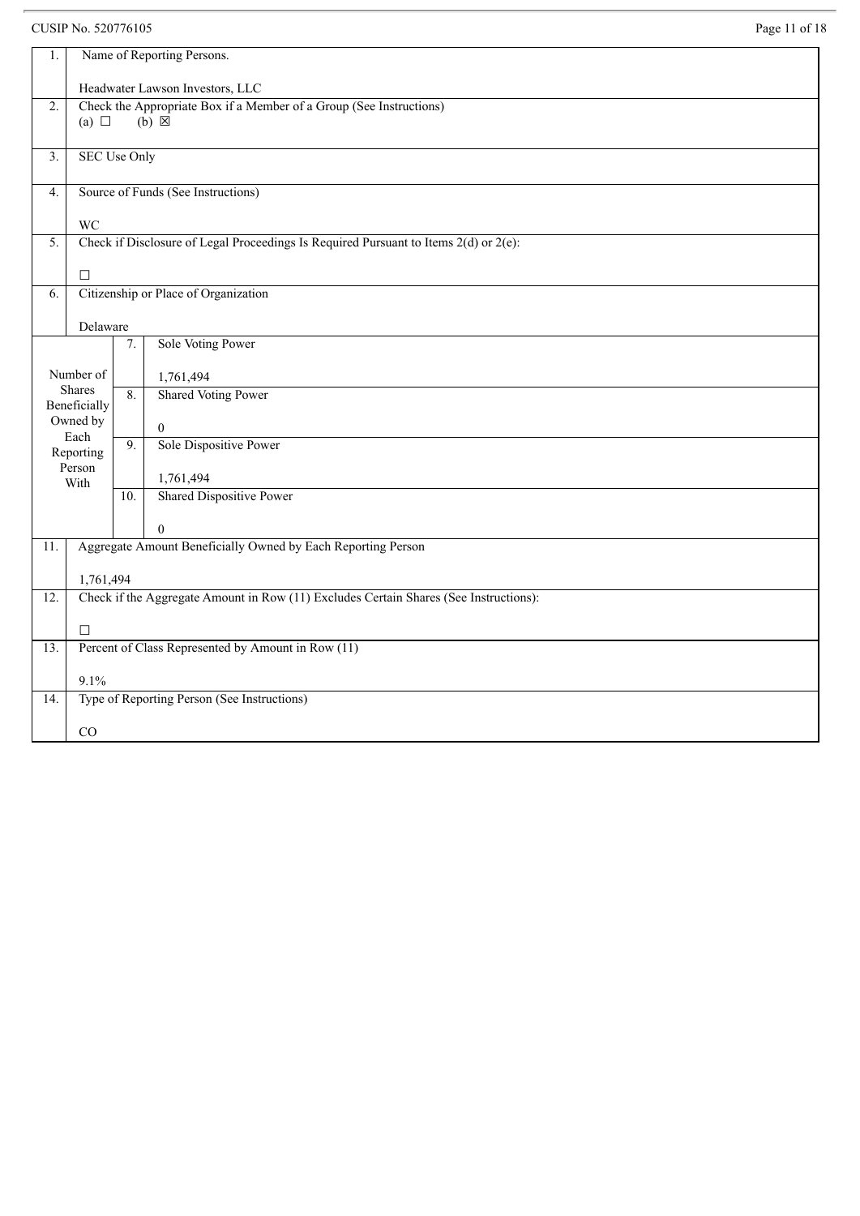CUSIP No. 520776105

| | | | |
|---|---|---|---|
| 1. | Name of Reporting Persons.<br><br>Headwater Lawson Investors, LLC | | |
| 2. | Check the Appropriate Box if a Member of a Group (See Instructions)<br>(a) ☐ (b) ☒ | | |
| 3. | SEC Use Only | | |
| 4. | Source of Funds (See Instructions)<br><br>WC | | |
| 5. | Check if Disclosure of Legal Proceedings Is Required Pursuant to Items 2(d) or 2(e):<br><br>☐ | | |
| 6. | Citizenship or Place of Organization<br><br>Delaware | | |
| Number of Shares Beneficially Owned by Each Reporting Person With | | 7. | Sole Voting Power<br><br>1,761,494 |
| | | 8. | Shared Voting Power<br><br>0 |
| | | 9. | Sole Dispositive Power<br><br>1,761,494 |
| | | 10. | Shared Dispositive Power<br><br>0 |
| 11. | Aggregate Amount Beneficially Owned by Each Reporting Person<br><br>1,761,494 | | |
| 12. | Check if the Aggregate Amount in Row (11) Excludes Certain Shares (See Instructions):<br><br>☐ | | |
| 13. | Percent of Class Represented by Amount in Row (11)<br><br>9.1% | | |
| 14. | Type of Reporting Person (See Instructions)<br><br>CO | | |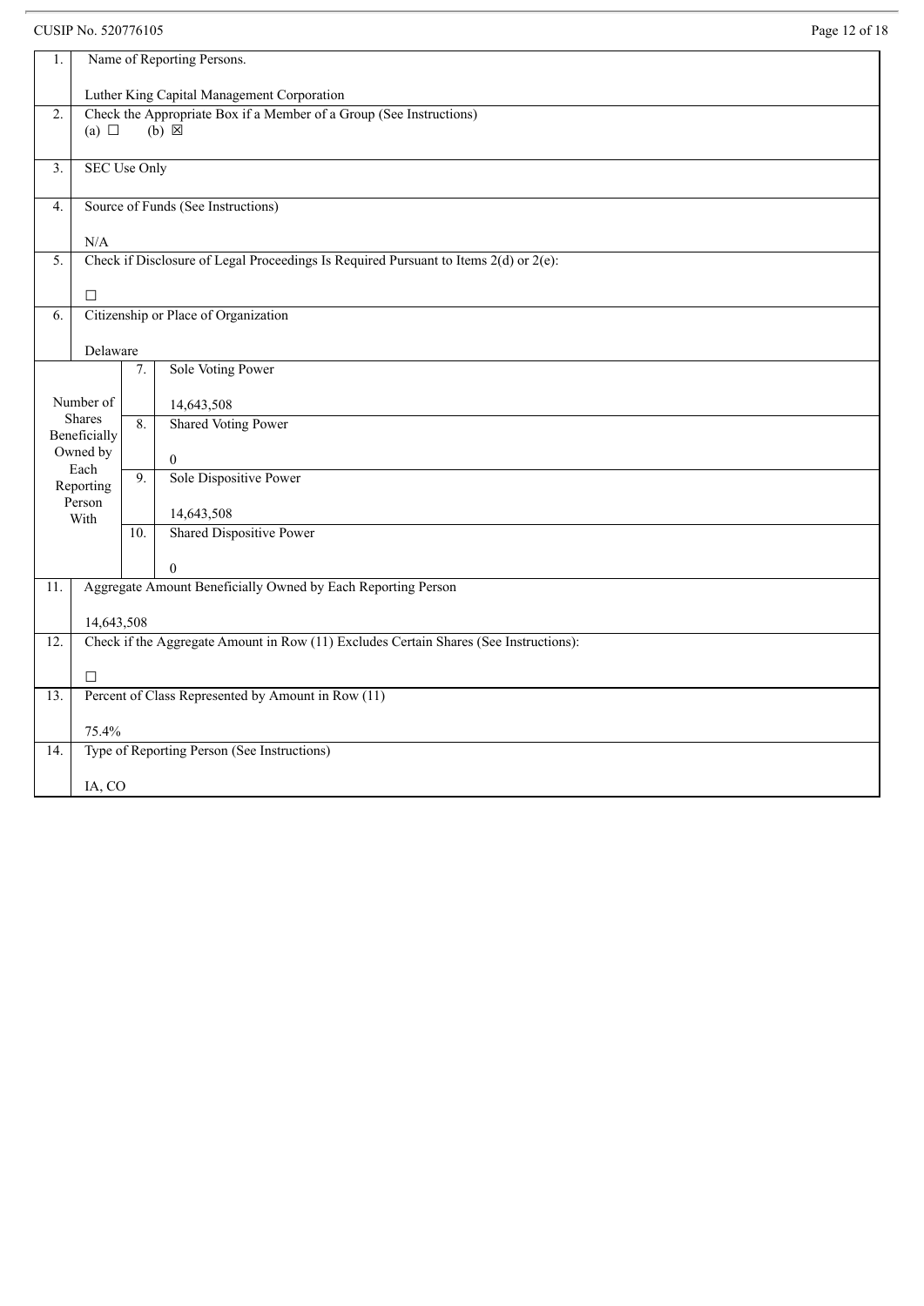CUSIP No. 520776105

| | | |
|---|---|---|
| 1. | Name of Reporting Persons.<br><br>Luther King Capital Management Corporation | |
| 2. | Check the Appropriate Box if a Member of a Group (See Instructions)<br>(a) ☐ (b) ☒ | |
| 3. | SEC Use Only | |
| 4. | Source of Funds (See Instructions)<br><br>N/A | |
| 5. | Check if Disclosure of Legal Proceedings Is Required Pursuant to Items 2(d) or 2(e):<br><br>☐ | |
| 6. | Citizenship or Place of Organization<br><br>Delaware | |
| Number of Shares Beneficially Owned by Each Reporting Person With | 7. | Sole Voting Power<br><br>14,643,508 |
| | 8. | Shared Voting Power<br><br>0 |
| | 9. | Sole Dispositive Power<br><br>14,643,508 |
| | 10. | Shared Dispositive Power<br><br>0 |
| 11. | Aggregate Amount Beneficially Owned by Each Reporting Person<br><br>14,643,508 | |
| 12. | Check if the Aggregate Amount in Row (11) Excludes Certain Shares (See Instructions):<br><br>☐ | |
| 13. | Percent of Class Represented by Amount in Row (11)<br><br>75.4% | |
| 14. | Type of Reporting Person (See Instructions)<br><br>IA, CO | |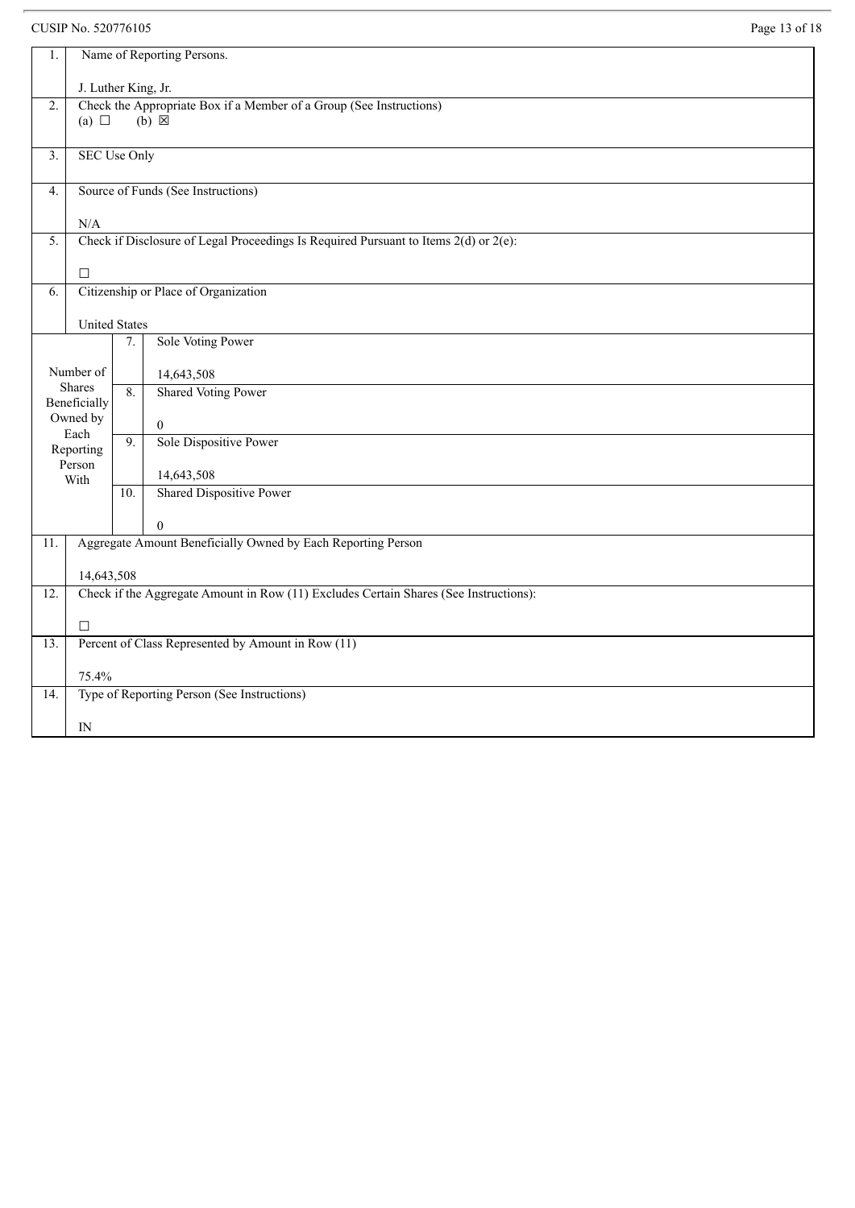CUSIP No. 520776105

| | | | |
|---|---|---|---|
| 1. | Name of Reporting Persons.<br><br>J. Luther King, Jr. | | |
| 2. | Check the Appropriate Box if a Member of a Group (See Instructions)<br>(a) ☐ (b) ☒ | | |
| 3. | SEC Use Only | | |
| 4. | Source of Funds (See Instructions)<br><br>N/A | | |
| 5. | Check if Disclosure of Legal Proceedings Is Required Pursuant to Items 2(d) or 2(e):<br><br>☐ | | |
| 6. | Citizenship or Place of Organization<br><br>United States | | |
| Number of Shares Beneficially Owned by Each Reporting Person With | | 7. | Sole Voting Power<br><br>14,643,508 |
| | | 8. | Shared Voting Power<br><br>0 |
| | | 9. | Sole Dispositive Power<br><br>14,643,508 |
| | | 10. | Shared Dispositive Power<br><br>0 |
| 11. | Aggregate Amount Beneficially Owned by Each Reporting Person<br><br>14,643,508 | | |
| 12. | Check if the Aggregate Amount in Row (11) Excludes Certain Shares (See Instructions):<br><br>☐ | | |
| 13. | Percent of Class Represented by Amount in Row (11)<br><br>75.4% | | |
| 14. | Type of Reporting Person (See Instructions)<br><br>IN | | |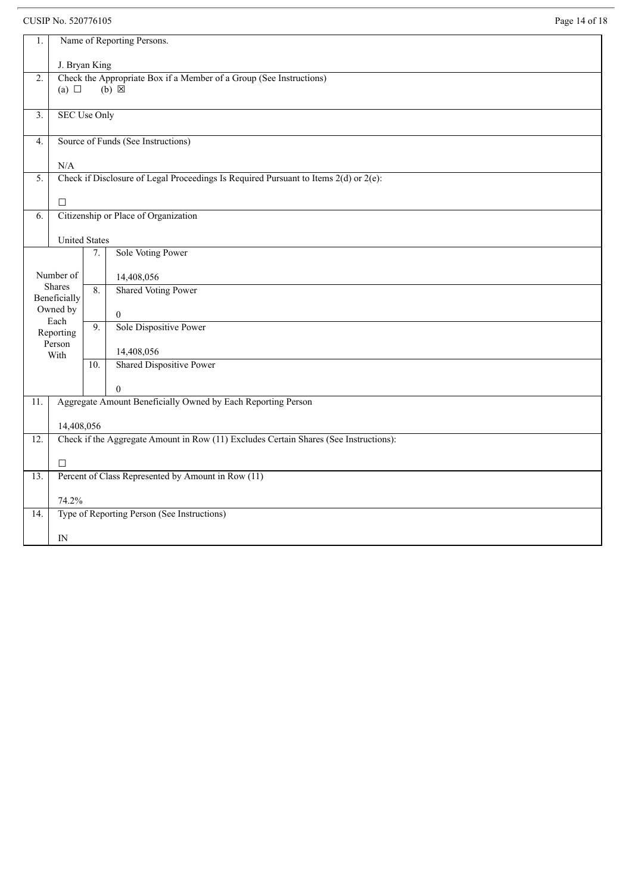CUSIP No. 520776105

| 1. | Name of Reporting Persons.<br><br>J. Bryan King | | |
|---|---|---|---|
| 2. | Check the Appropriate Box if a Member of a Group (See Instructions)<br>(a) ☐ (b) ☒ | | |
| 3. | SEC Use Only | | |
| 4. | Source of Funds (See Instructions)<br><br>N/A | | |
| 5. | Check if Disclosure of Legal Proceedings Is Required Pursuant to Items 2(d) or 2(e):<br><br>☐ | | |
| 6. | Citizenship or Place of Organization<br><br>United States | | |
| Number of Shares Beneficially Owned by Each Reporting Person With | | 7. | Sole Voting Power<br><br>14,408,056 |
| | | 8. | Shared Voting Power<br><br>0 |
| | | 9. | Sole Dispositive Power<br><br>14,408,056 |
| | | 10. | Shared Dispositive Power<br><br>0 |
| 11. | Aggregate Amount Beneficially Owned by Each Reporting Person<br><br>14,408,056 | | |
| 12. | Check if the Aggregate Amount in Row (11) Excludes Certain Shares (See Instructions):<br><br>☐ | | |
| 13. | Percent of Class Represented by Amount in Row (11)<br><br>74.2% | | |
| 14. | Type of Reporting Person (See Instructions)<br><br>IN | | |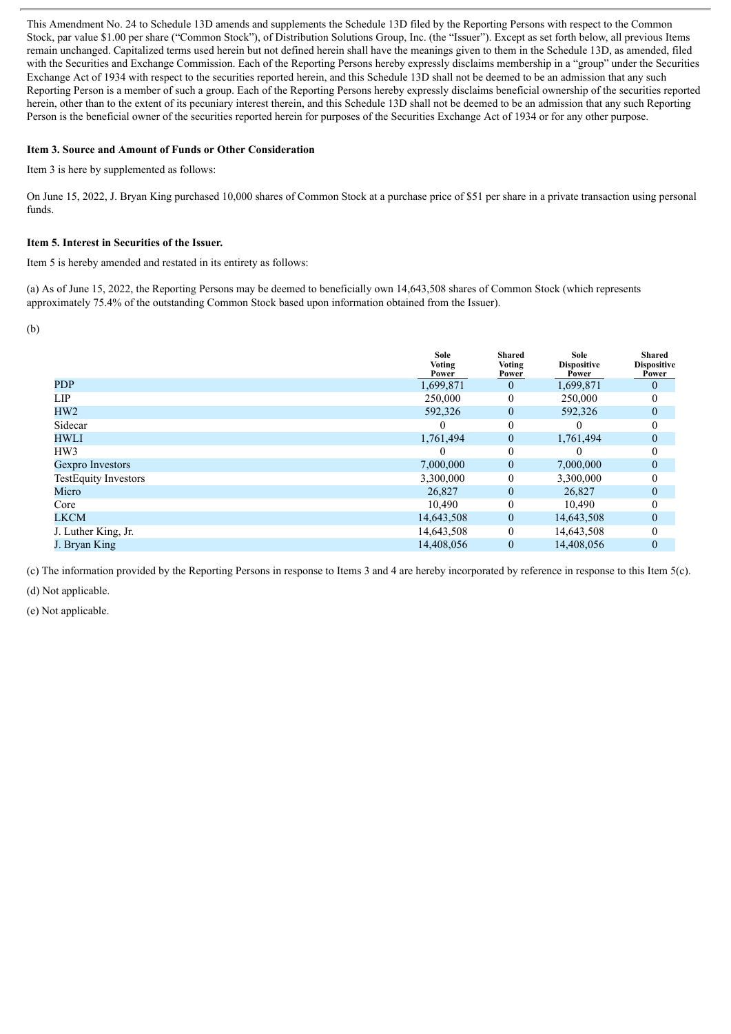This Amendment No. 24 to Schedule 13D amends and supplements the Schedule 13D filed by the Reporting Persons with respect to the Common Stock, par value $1.00 per share ("Common Stock"), of Distribution Solutions Group, Inc. (the "Issuer"). Except as set forth below, all previous Items remain unchanged. Capitalized terms used herein but not defined herein shall have the meanings given to them in the Schedule 13D, as amended, filed with the Securities and Exchange Commission. Each of the Reporting Persons hereby expressly disclaims membership in a "group" under the Securities Exchange Act of 1934 with respect to the securities reported herein, and this Schedule 13D shall not be deemed to be an admission that any such Reporting Person is a member of such a group. Each of the Reporting Persons hereby expressly disclaims beneficial ownership of the securities reported herein, other than to the extent of its pecuniary interest therein, and this Schedule 13D shall not be deemed to be an admission that any such Reporting Person is the beneficial owner of the securities reported herein for purposes of the Securities Exchange Act of 1934 or for any other purpose.

**Item 3. Source and Amount of Funds or Other Consideration**

Item 3 is here by supplemented as follows:

On June 15, 2022, J. Bryan King purchased 10,000 shares of Common Stock at a purchase price of $51 per share in a private transaction using personal funds.

**Item 5. Interest in Securities of the Issuer.**

Item 5 is hereby amended and restated in its entirety as follows:

(a) As of June 15, 2022, the Reporting Persons may be deemed to beneficially own 14,643,508 shares of Common Stock (which represents approximately 75.4% of the outstanding Common Stock based upon information obtained from the Issuer).

(b)

| | Sole Voting Power | Shared Voting Power | Sole Dispositive Power | Shared Dispositive Power |
|---|---|---|---|---|
| PDP | 1,699,871 | 0 | 1,699,871 | 0 |
| LIP | 250,000 | 0 | 250,000 | 0 |
| HW2 | 592,326 | 0 | 592,326 | 0 |
| Sidecar | 0 | 0 | 0 | 0 |
| HWLI | 1,761,494 | 0 | 1,761,494 | 0 |
| HW3 | 0 | 0 | 0 | 0 |
| Gexpro Investors | 7,000,000 | 0 | 7,000,000 | 0 |
| TestEquity Investors | 3,300,000 | 0 | 3,300,000 | 0 |
| Micro | 26,827 | 0 | 26,827 | 0 |
| Core | 10,490 | 0 | 10,490 | 0 |
| LKCM | 14,643,508 | 0 | 14,643,508 | 0 |
| J. Luther King, Jr. | 14,643,508 | 0 | 14,643,508 | 0 |
| J. Bryan King | 14,408,056 | 0 | 14,408,056 | 0 |

(c) The information provided by the Reporting Persons in response to Items 3 and 4 are hereby incorporated by reference in response to this Item 5(c).

(d) Not applicable.

(e) Not applicable.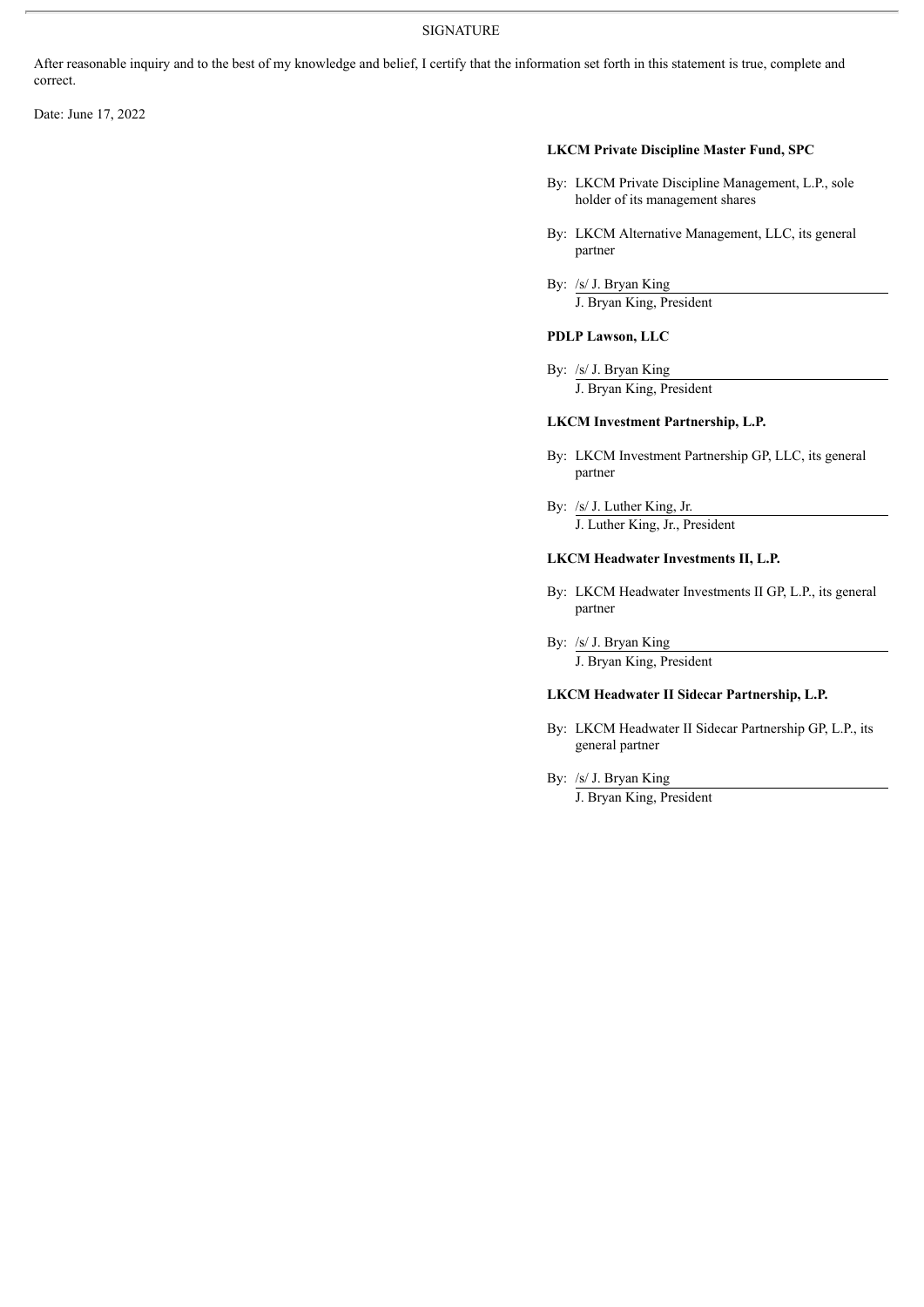SIGNATURE

After reasonable inquiry and to the best of my knowledge and belief, I certify that the information set forth in this statement is true, complete and correct.

Date: June 17, 2022

**LKCM Private Discipline Master Fund, SPC**

By: LKCM Private Discipline Management, L.P., sole holder of its management shares

By: LKCM Alternative Management, LLC, its general partner

By: /s/ J. Bryan King
J. Bryan King, President

**PDLP Lawson, LLC**

By: /s/ J. Bryan King
J. Bryan King, President

**LKCM Investment Partnership, L.P.**

By: LKCM Investment Partnership GP, LLC, its general partner

By: /s/ J. Luther King, Jr.
J. Luther King, Jr., President

**LKCM Headwater Investments II, L.P.**

By: LKCM Headwater Investments II GP, L.P., its general partner

By: /s/ J. Bryan King
J. Bryan King, President

**LKCM Headwater II Sidecar Partnership, L.P.**

By: LKCM Headwater II Sidecar Partnership GP, L.P., its general partner

By: /s/ J. Bryan King
J. Bryan King, President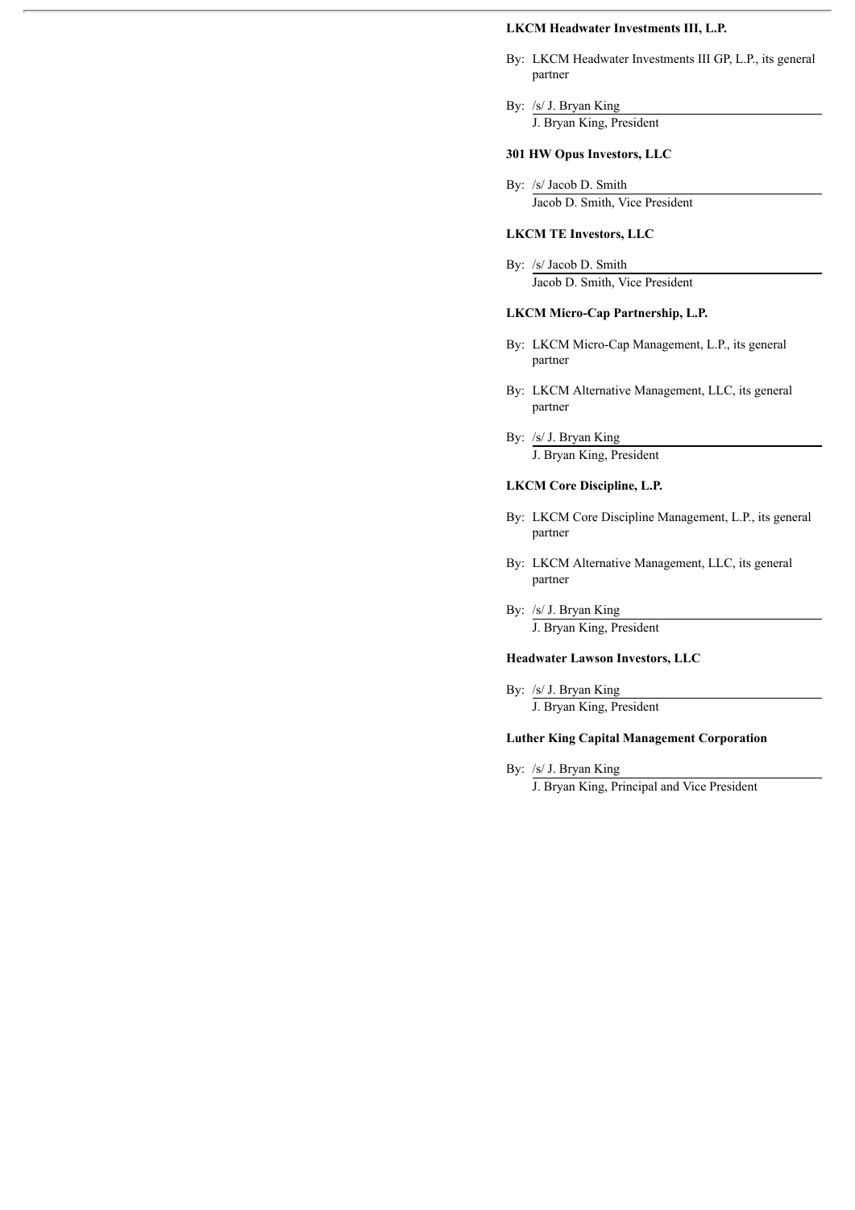**LKCM Headwater Investments III, L.P.**

By: LKCM Headwater Investments III GP, L.P., its general partner

By: /s/ J. Bryan King
J. Bryan King, President

**301 HW Opus Investors, LLC**

By: /s/ Jacob D. Smith
Jacob D. Smith, Vice President

**LKCM TE Investors, LLC**

By: /s/ Jacob D. Smith
Jacob D. Smith, Vice President

**LKCM Micro-Cap Partnership, L.P.**

By: LKCM Micro-Cap Management, L.P., its general partner

By: LKCM Alternative Management, LLC, its general partner

By: /s/ J. Bryan King
J. Bryan King, President

**LKCM Core Discipline, L.P.**

By: LKCM Core Discipline Management, L.P., its general partner

By: LKCM Alternative Management, LLC, its general partner

By: /s/ J. Bryan King
J. Bryan King, President

**Headwater Lawson Investors, LLC**

By: /s/ J. Bryan King
J. Bryan King, President

**Luther King Capital Management Corporation**

By: /s/ J. Bryan King
J. Bryan King, Principal and Vice President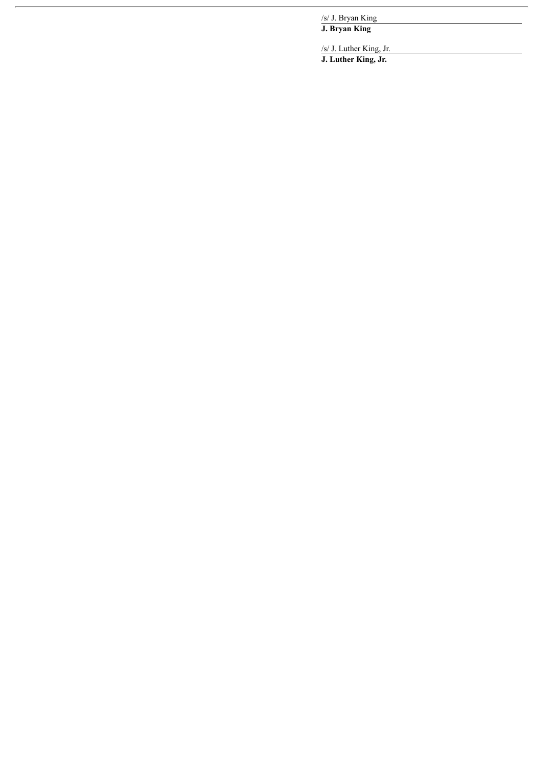/s/ J. Bryan King

**J. Bryan King**

/s/ J. Luther King, Jr.

**J. Luther King, Jr.**